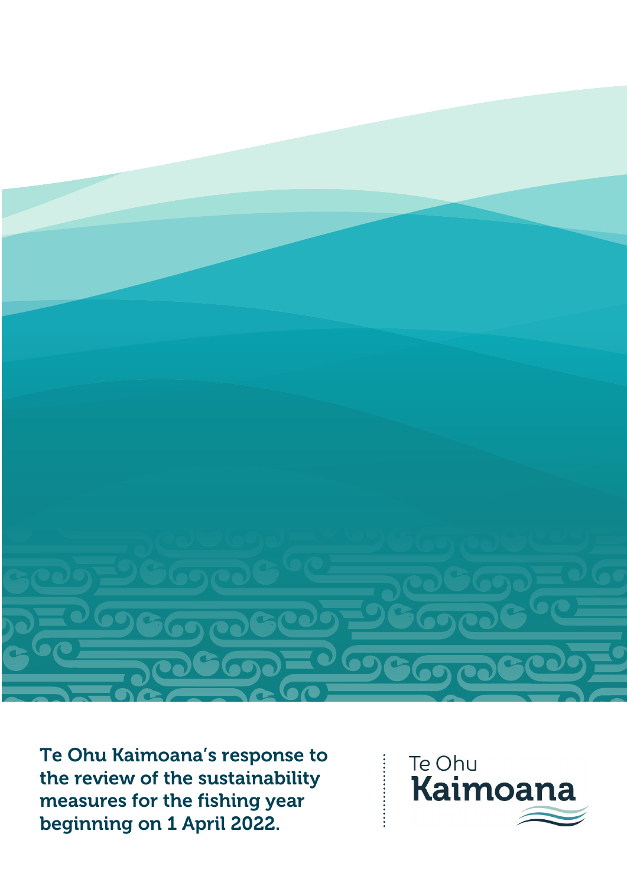# Te Ohu Kaimoana's response to the review of the sustainability measures for the fishing year beginning on 1 April 2022.

Te Ohu Kaimoana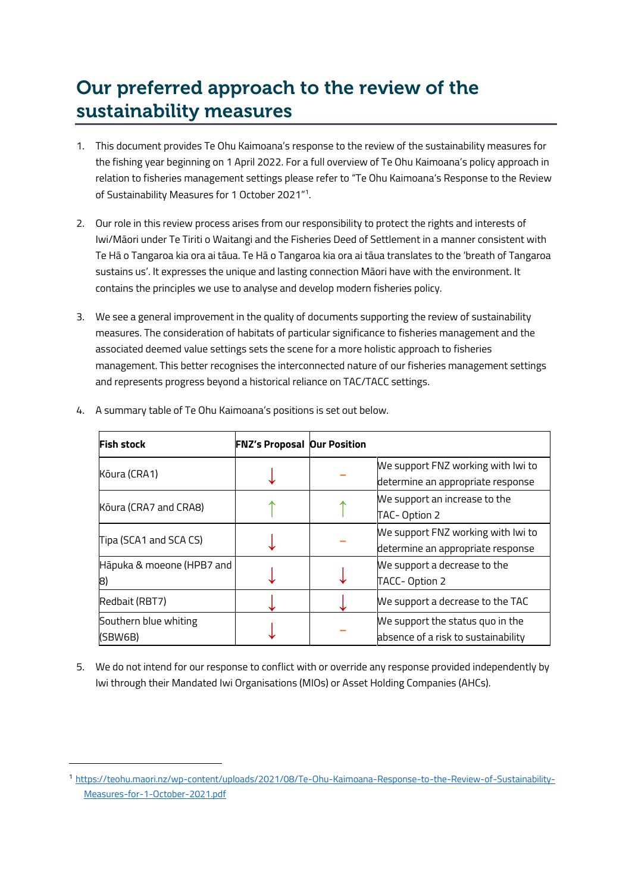# Our preferred approach to the review of the sustainability measures

1. This document provides Te Ohu Kaimoana's response to the review of the sustainability measures for the fishing year beginning on 1 April 2022. For a full overview of Te Ohu Kaimoana's policy approach in relation to fisheries management settings please refer to "Te Ohu Kaimoana's Response to the Review of Sustainability Measures for 1 October 2021"[1].

2. Our role in this review process arises from our responsibility to protect the rights and interests of Iwi/Māori under Te Tiriti o Waitangi and the Fisheries Deed of Settlement in a manner consistent with Te Hā o Tangaroa kia ora ai tāua. Te Hā o Tangaroa kia ora ai tāua translates to the 'breath of Tangaroa sustains us'. It expresses the unique and lasting connection Māori have with the environment. It contains the principles we use to analyse and develop modern fisheries policy.

3. We see a general improvement in the quality of documents supporting the review of sustainability measures. The consideration of habitats of particular significance to fisheries management and the associated deemed value settings sets the scene for a more holistic approach to fisheries management. This better recognises the interconnected nature of our fisheries management settings and represents progress beyond a historical reliance on TAC/TACC settings.

4. A summary table of Te Ohu Kaimoana's positions is set out below.

| Fish stock | FNZ's Proposal | Our Position | |
|---|---|---|---|
| Kōura (CRA1) | ↓ | – | We support FNZ working with Iwi to determine an appropriate response |
| Kōura (CRA7 and CRA8) | ↑ | ↑ | We support an increase to the TAC- Option 2 |
| Tipa (SCA1 and SCA CS) | ↓ | – | We support FNZ working with Iwi to determine an appropriate response |
| Hāpuka & moeone (HPB7 and 8) | ↓ | ↓ | We support a decrease to the TACC- Option 2 |
| Redbait (RBT7) | ↓ | ↓ | We support a decrease to the TAC |
| Southern blue whiting (SBW6B) | ↓ | – | We support the status quo in the absence of a risk to sustainability |

5. We do not intend for our response to conflict with or override any response provided independently by Iwi through their Mandated Iwi Organisations (MIOs) or Asset Holding Companies (AHCs).

[1] https://teohu.maori.nz/wp-content/uploads/2021/08/Te-Ohu-Kaimoana-Response-to-the-Review-of-Sustainability-Measures-for-1-October-2021.pdf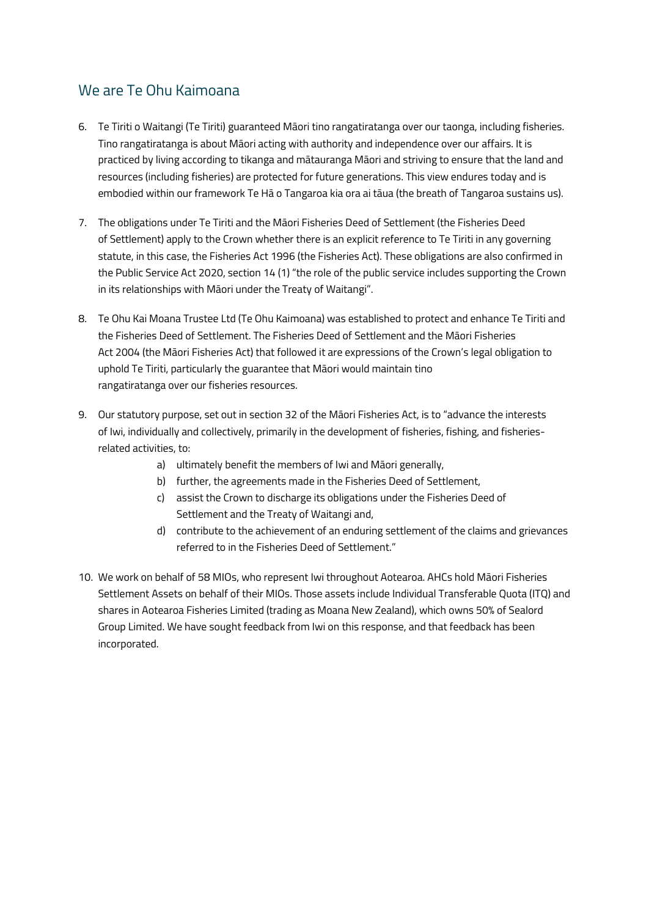## We are Te Ohu Kaimoana

6. Te Tiriti o Waitangi (Te Tiriti) guaranteed Māori tino rangatiratanga over our taonga, including fisheries. Tino rangatiratanga is about Māori acting with authority and independence over our affairs. It is practiced by living according to tikanga and mātauranga Māori and striving to ensure that the land and resources (including fisheries) are protected for future generations. This view endures today and is embodied within our framework Te Hā o Tangaroa kia ora ai tāua (the breath of Tangaroa sustains us).

7. The obligations under Te Tiriti and the Māori Fisheries Deed of Settlement (the Fisheries Deed of Settlement) apply to the Crown whether there is an explicit reference to Te Tiriti in any governing statute, in this case, the Fisheries Act 1996 (the Fisheries Act). These obligations are also confirmed in the Public Service Act 2020, section 14 (1) "the role of the public service includes supporting the Crown in its relationships with Māori under the Treaty of Waitangi".

8. Te Ohu Kai Moana Trustee Ltd (Te Ohu Kaimoana) was established to protect and enhance Te Tiriti and the Fisheries Deed of Settlement. The Fisheries Deed of Settlement and the Māori Fisheries Act 2004 (the Māori Fisheries Act) that followed it are expressions of the Crown's legal obligation to uphold Te Tiriti, particularly the guarantee that Māori would maintain tino rangatiratanga over our fisheries resources.

9. Our statutory purpose, set out in section 32 of the Māori Fisheries Act, is to "advance the interests of Iwi, individually and collectively, primarily in the development of fisheries, fishing, and fisheries-related activities, to:
    a) ultimately benefit the members of Iwi and Māori generally,
    b) further, the agreements made in the Fisheries Deed of Settlement,
    c) assist the Crown to discharge its obligations under the Fisheries Deed of Settlement and the Treaty of Waitangi and,
    d) contribute to the achievement of an enduring settlement of the claims and grievances referred to in the Fisheries Deed of Settlement."

10. We work on behalf of 58 MIOs, who represent Iwi throughout Aotearoa. AHCs hold Māori Fisheries Settlement Assets on behalf of their MIOs. Those assets include Individual Transferable Quota (ITQ) and shares in Aotearoa Fisheries Limited (trading as Moana New Zealand), which owns 50% of Sealord Group Limited. We have sought feedback from Iwi on this response, and that feedback has been incorporated.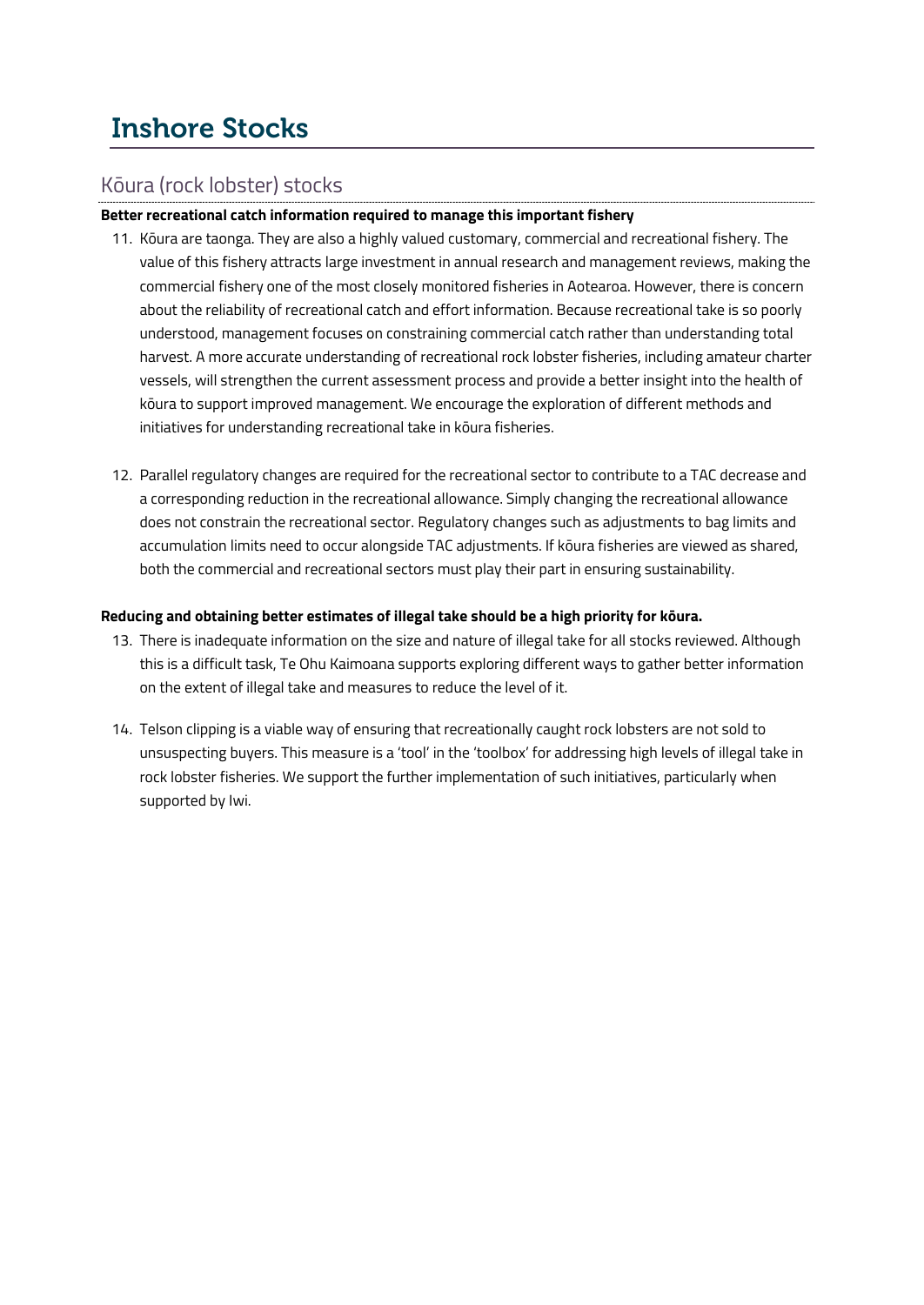# Inshore Stocks

## Kōura (rock lobster) stocks

**Better recreational catch information required to manage this important fishery**

11. Kōura are taonga. They are also a highly valued customary, commercial and recreational fishery. The value of this fishery attracts large investment in annual research and management reviews, making the commercial fishery one of the most closely monitored fisheries in Aotearoa. However, there is concern about the reliability of recreational catch and effort information. Because recreational take is so poorly understood, management focuses on constraining commercial catch rather than understanding total harvest. A more accurate understanding of recreational rock lobster fisheries, including amateur charter vessels, will strengthen the current assessment process and provide a better insight into the health of kōura to support improved management. We encourage the exploration of different methods and initiatives for understanding recreational take in kōura fisheries.

12. Parallel regulatory changes are required for the recreational sector to contribute to a TAC decrease and a corresponding reduction in the recreational allowance. Simply changing the recreational allowance does not constrain the recreational sector. Regulatory changes such as adjustments to bag limits and accumulation limits need to occur alongside TAC adjustments. If kōura fisheries are viewed as shared, both the commercial and recreational sectors must play their part in ensuring sustainability.

**Reducing and obtaining better estimates of illegal take should be a high priority for kōura.**

13. There is inadequate information on the size and nature of illegal take for all stocks reviewed. Although this is a difficult task, Te Ohu Kaimoana supports exploring different ways to gather better information on the extent of illegal take and measures to reduce the level of it.

14. Telson clipping is a viable way of ensuring that recreationally caught rock lobsters are not sold to unsuspecting buyers. This measure is a 'tool' in the 'toolbox' for addressing high levels of illegal take in rock lobster fisheries. We support the further implementation of such initiatives, particularly when supported by Iwi.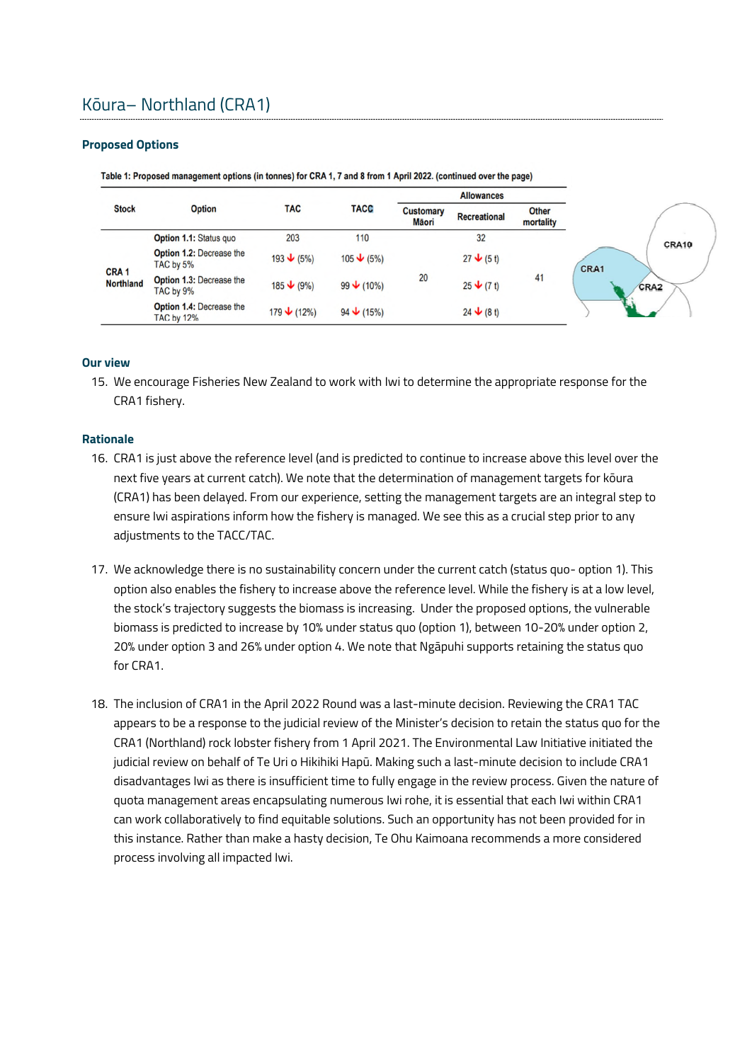## Kōura– Northland (CRA1)

### Proposed Options

Table 1: Proposed management options (in tonnes) for CRA 1, 7 and 8 from 1 April 2022. (continued over the page)

| Stock | Option | TAC | TACC | Allowances | | |
|---|---|---|---|---|---|---|
| | | | | Customary Māori | Recreational | Other mortality |
| CRA 1 Northland | Option 1.1: Status quo | 203 | 110 | 20 | 32 | 41 |
| | Option 1.2: Decrease the TAC by 5% | 193 ↓ (5%) | 105 ↓ (5%) | | 27 ↓ (5 t) | |
| | Option 1.3: Decrease the TAC by 9% | 185 ↓ (9%) | 99 ↓ (10%) | | 25 ↓ (7 t) | |
| | Option 1.4: Decrease the TAC by 12% | 179 ↓ (12%) | 94 ↓ (15%) | | 24 ↓ (8 t) | |

CRA10

CRA1

CRA2

### Our view

15. We encourage Fisheries New Zealand to work with Iwi to determine the appropriate response for the CRA1 fishery.

### Rationale

16. CRA1 is just above the reference level (and is predicted to continue to increase above this level over the next five years at current catch). We note that the determination of management targets for kōura (CRA1) has been delayed. From our experience, setting the management targets are an integral step to ensure Iwi aspirations inform how the fishery is managed. We see this as a crucial step prior to any adjustments to the TACC/TAC.

17. We acknowledge there is no sustainability concern under the current catch (status quo- option 1). This option also enables the fishery to increase above the reference level. While the fishery is at a low level, the stock's trajectory suggests the biomass is increasing. Under the proposed options, the vulnerable biomass is predicted to increase by 10% under status quo (option 1), between 10-20% under option 2, 20% under option 3 and 26% under option 4. We note that Ngāpuhi supports retaining the status quo for CRA1.

18. The inclusion of CRA1 in the April 2022 Round was a last-minute decision. Reviewing the CRA1 TAC appears to be a response to the judicial review of the Minister's decision to retain the status quo for the CRA1 (Northland) rock lobster fishery from 1 April 2021. The Environmental Law Initiative initiated the judicial review on behalf of Te Uri o Hikihiki Hapū. Making such a last-minute decision to include CRA1 disadvantages Iwi as there is insufficient time to fully engage in the review process. Given the nature of quota management areas encapsulating numerous Iwi rohe, it is essential that each Iwi within CRA1 can work collaboratively to find equitable solutions. Such an opportunity has not been provided for in this instance. Rather than make a hasty decision, Te Ohu Kaimoana recommends a more considered process involving all impacted Iwi.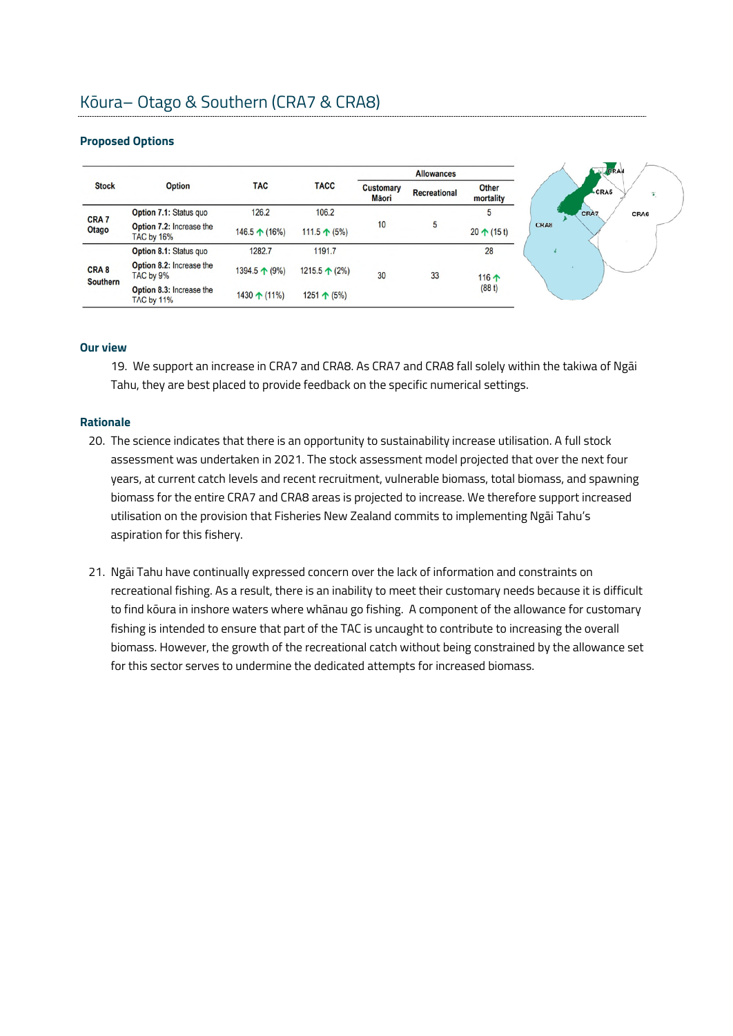## Kōura– Otago & Southern (CRA7 & CRA8)

### Proposed Options

| Stock | Option | TAC | TACC | Allowances | | |
|---|---|---|---|---|---|---|
| | | | | Customary Māori | Recreational | Other mortality |
| CRA 7 Otago | **Option 7.1:** Status quo | 126.2 | 106.2 | 10 | 5 | 5 |
| | **Option 7.2:** Increase the TAC by 16% | 146.5 ↑ (16%) | 111.5 ↑ (5%) | | | 20 ↑ (15 t) |
| CRA 8 Southern | **Option 8.1:** Status quo | 1282.7 | 1191.7 | 30 | 33 | 28 |
| | **Option 8.2:** Increase the TAC by 9% | 1394.5 ↑ (9%) | 1215.5 ↑ (2%) | | | 116 ↑ (88 t) |
| | **Option 8.3:** Increase the TAC by 11% | 1430 ↑ (11%) | 1251 ↑ (5%) | | | |

### Our view

19. We support an increase in CRA7 and CRA8. As CRA7 and CRA8 fall solely within the takiwa of Ngāi Tahu, they are best placed to provide feedback on the specific numerical settings.

### Rationale

20. The science indicates that there is an opportunity to sustainability increase utilisation. A full stock assessment was undertaken in 2021. The stock assessment model projected that over the next four years, at current catch levels and recent recruitment, vulnerable biomass, total biomass, and spawning biomass for the entire CRA7 and CRA8 areas is projected to increase. We therefore support increased utilisation on the provision that Fisheries New Zealand commits to implementing Ngāi Tahu's aspiration for this fishery.

21. Ngāi Tahu have continually expressed concern over the lack of information and constraints on recreational fishing. As a result, there is an inability to meet their customary needs because it is difficult to find kōura in inshore waters where whānau go fishing. A component of the allowance for customary fishing is intended to ensure that part of the TAC is uncaught to contribute to increasing the overall biomass. However, the growth of the recreational catch without being constrained by the allowance set for this sector serves to undermine the dedicated attempts for increased biomass.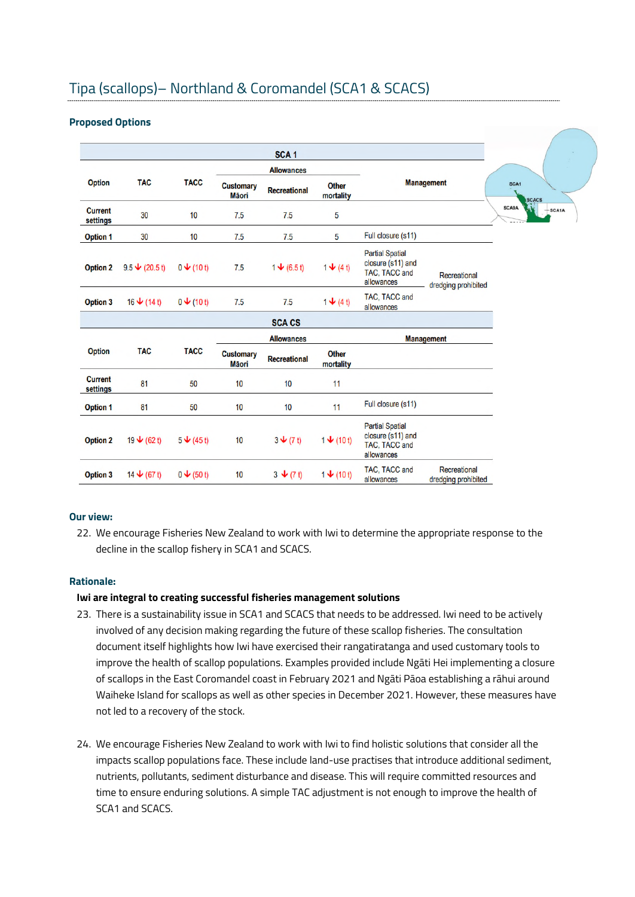## Tipa (scallops)– Northland & Coromandel (SCA1 & SCACS)

### Proposed Options

| SCA 1 | | | | | | |
|---|---|---|---|---|---|---|
| | | | Allowances | | | |
| Option | TAC | TACC | Customary Māori | Recreational | Other mortality | Management |
| Current settings | 30 | 10 | 7.5 | 7.5 | 5 | |
| Option 1 | 30 | 10 | 7.5 | 7.5 | 5 | Full closure (s11) |
| Option 2 | 9.5 ↓ (20.5 t) | 0 ↓ (10 t) | 7.5 | 1 ↓ (6.5 t) | 1 ↓ (4 t) | Partial Spatial closure (s11) and TAC, TACC and allowances; Recreational dredging prohibited |
| Option 3 | 16 ↓ (14 t) | 0 ↓ (10 t) | 7.5 | 7.5 | 1 ↓ (4 t) | TAC, TACC and allowances; Recreational dredging prohibited |

| SCA CS | | | | | | |
|---|---|---|---|---|---|---|
| | | | Allowances | | | Management |
| Option | TAC | TACC | Customary Māori | Recreational | Other mortality | |
| Current settings | 81 | 50 | 10 | 10 | 11 | |
| Option 1 | 81 | 50 | 10 | 10 | 11 | Full closure (s11) |
| Option 2 | 19 ↓ (62 t) | 5 ↓ (45 t) | 10 | 3 ↓ (7 t) | 1 ↓ (10 t) | Partial Spatial closure (s11) and TAC, TACC and allowances |
| Option 3 | 14 ↓ (67 t) | 0 ↓ (50 t) | 10 | 3 ↓ (7 t) | 1 ↓ (10 t) | TAC, TACC and allowances; Recreational dredging prohibited |

### Our view:

22. We encourage Fisheries New Zealand to work with Iwi to determine the appropriate response to the decline in the scallop fishery in SCA1 and SCACS.

### Rationale:

**Iwi are integral to creating successful fisheries management solutions**

23. There is a sustainability issue in SCA1 and SCACS that needs to be addressed. Iwi need to be actively involved of any decision making regarding the future of these scallop fisheries. The consultation document itself highlights how Iwi have exercised their rangatiratanga and used customary tools to improve the health of scallop populations. Examples provided include Ngāti Hei implementing a closure of scallops in the East Coromandel coast in February 2021 and Ngāti Pāoa establishing a rāhui around Waiheke Island for scallops as well as other species in December 2021. However, these measures have not led to a recovery of the stock.

24. We encourage Fisheries New Zealand to work with Iwi to find holistic solutions that consider all the impacts scallop populations face. These include land-use practises that introduce additional sediment, nutrients, pollutants, sediment disturbance and disease. This will require committed resources and time to ensure enduring solutions. A simple TAC adjustment is not enough to improve the health of SCA1 and SCACS.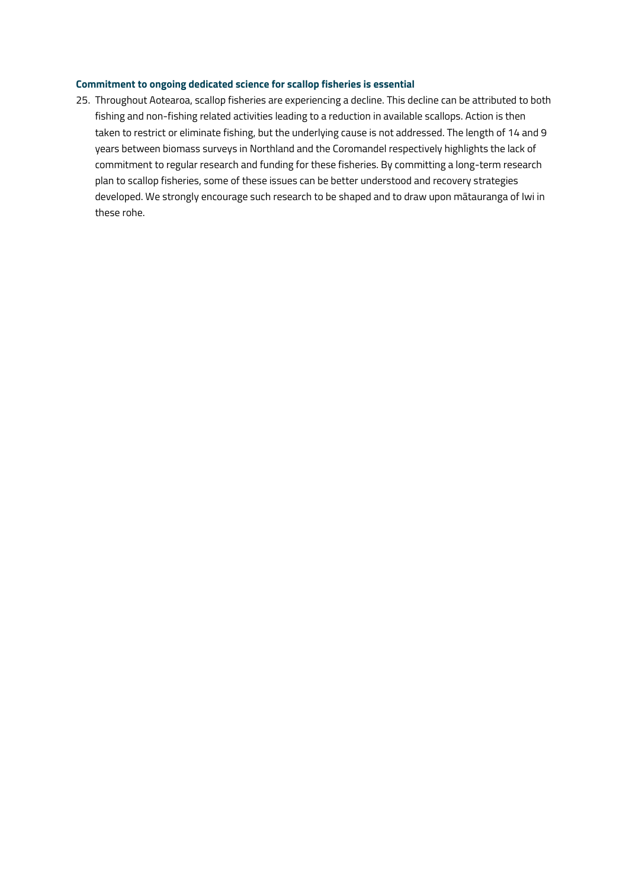**Commitment to ongoing dedicated science for scallop fisheries is essential**

25. Throughout Aotearoa, scallop fisheries are experiencing a decline. This decline can be attributed to both fishing and non-fishing related activities leading to a reduction in available scallops. Action is then taken to restrict or eliminate fishing, but the underlying cause is not addressed. The length of 14 and 9 years between biomass surveys in Northland and the Coromandel respectively highlights the lack of commitment to regular research and funding for these fisheries. By committing a long-term research plan to scallop fisheries, some of these issues can be better understood and recovery strategies developed. We strongly encourage such research to be shaped and to draw upon mātauranga of Iwi in these rohe.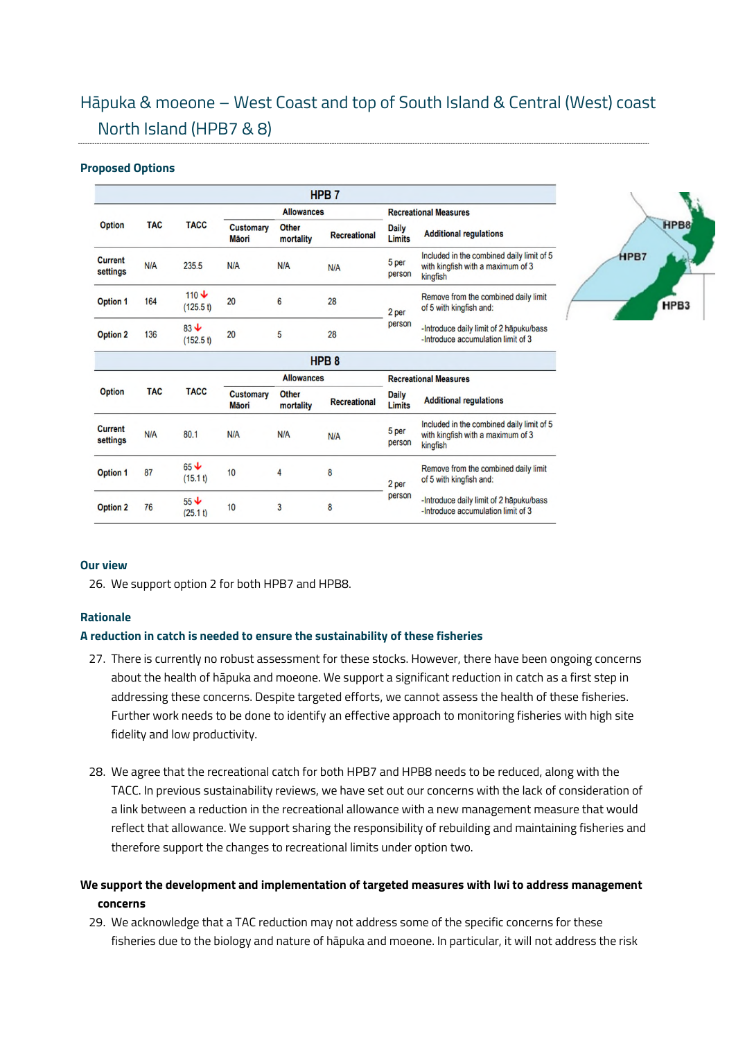## Hāpuka & moeone – West Coast and top of South Island & Central (West) coast North Island (HPB7 & 8)

### Proposed Options

| HPB 7 | | | | | | | |
|---|---|---|---|---|---|---|---|
| Option | TAC | TACC | Allowances | | | Recreational Measures | |
| | | | Customary Māori | Other mortality | Recreational | Daily Limits | Additional regulations |
| Current settings | N/A | 235.5 | N/A | N/A | N/A | 5 per person | Included in the combined daily limit of 5 with kingfish with a maximum of 3 kingfish |
| Option 1 | 164 | 110 ↓ (125.5 t) | 20 | 6 | 28 | 2 per person | Remove from the combined daily limit of 5 with kingfish and: |
| Option 2 | 136 | 83 ↓ (152.5 t) | 20 | 5 | 28 | | -Introduce daily limit of 2 hāpuku/bass -Introduce accumulation limit of 3 |

| HPB 8 | | | | | | | |
|---|---|---|---|---|---|---|---|
| Option | TAC | TACC | Allowances | | | Recreational Measures | |
| | | | Customary Māori | Other mortality | Recreational | Daily Limits | Additional regulations |
| Current settings | N/A | 80.1 | N/A | N/A | N/A | 5 per person | Included in the combined daily limit of 5 with kingfish with a maximum of 3 kingfish |
| Option 1 | 87 | 65 ↓ (15.1 t) | 10 | 4 | 8 | 2 per person | Remove from the combined daily limit of 5 with kingfish and: |
| Option 2 | 76 | 55 ↓ (25.1 t) | 10 | 3 | 8 | | -Introduce daily limit of 2 hāpuku/bass -Introduce accumulation limit of 3 |

### Our view

26. We support option 2 for both HPB7 and HPB8.

### Rationale

#### A reduction in catch is needed to ensure the sustainability of these fisheries

27. There is currently no robust assessment for these stocks. However, there have been ongoing concerns about the health of hāpuka and moeone. We support a significant reduction in catch as a first step in addressing these concerns. Despite targeted efforts, we cannot assess the health of these fisheries. Further work needs to be done to identify an effective approach to monitoring fisheries with high site fidelity and low productivity.

28. We agree that the recreational catch for both HPB7 and HPB8 needs to be reduced, along with the TACC. In previous sustainability reviews, we have set out our concerns with the lack of consideration of a link between a reduction in the recreational allowance with a new management measure that would reflect that allowance. We support sharing the responsibility of rebuilding and maintaining fisheries and therefore support the changes to recreational limits under option two.

#### We support the development and implementation of targeted measures with Iwi to address management concerns

29. We acknowledge that a TAC reduction may not address some of the specific concerns for these fisheries due to the biology and nature of hāpuka and moeone. In particular, it will not address the risk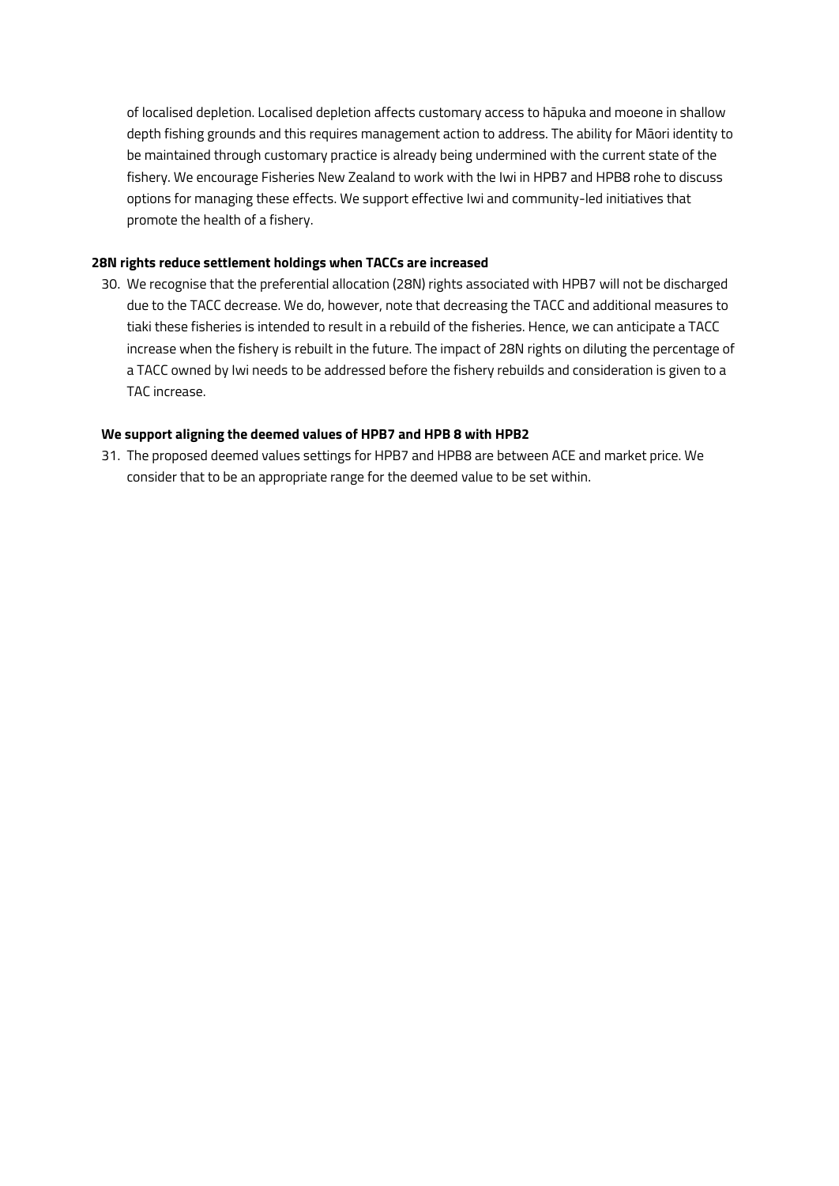of localised depletion. Localised depletion affects customary access to hāpuka and moeone in shallow depth fishing grounds and this requires management action to address. The ability for Māori identity to be maintained through customary practice is already being undermined with the current state of the fishery. We encourage Fisheries New Zealand to work with the Iwi in HPB7 and HPB8 rohe to discuss options for managing these effects. We support effective Iwi and community-led initiatives that promote the health of a fishery.

**28N rights reduce settlement holdings when TACCs are increased**

30. We recognise that the preferential allocation (28N) rights associated with HPB7 will not be discharged due to the TACC decrease. We do, however, note that decreasing the TACC and additional measures to tiaki these fisheries is intended to result in a rebuild of the fisheries. Hence, we can anticipate a TACC increase when the fishery is rebuilt in the future. The impact of 28N rights on diluting the percentage of a TACC owned by Iwi needs to be addressed before the fishery rebuilds and consideration is given to a TAC increase.

**We support aligning the deemed values of HPB7 and HPB 8 with HPB2**

31. The proposed deemed values settings for HPB7 and HPB8 are between ACE and market price. We consider that to be an appropriate range for the deemed value to be set within.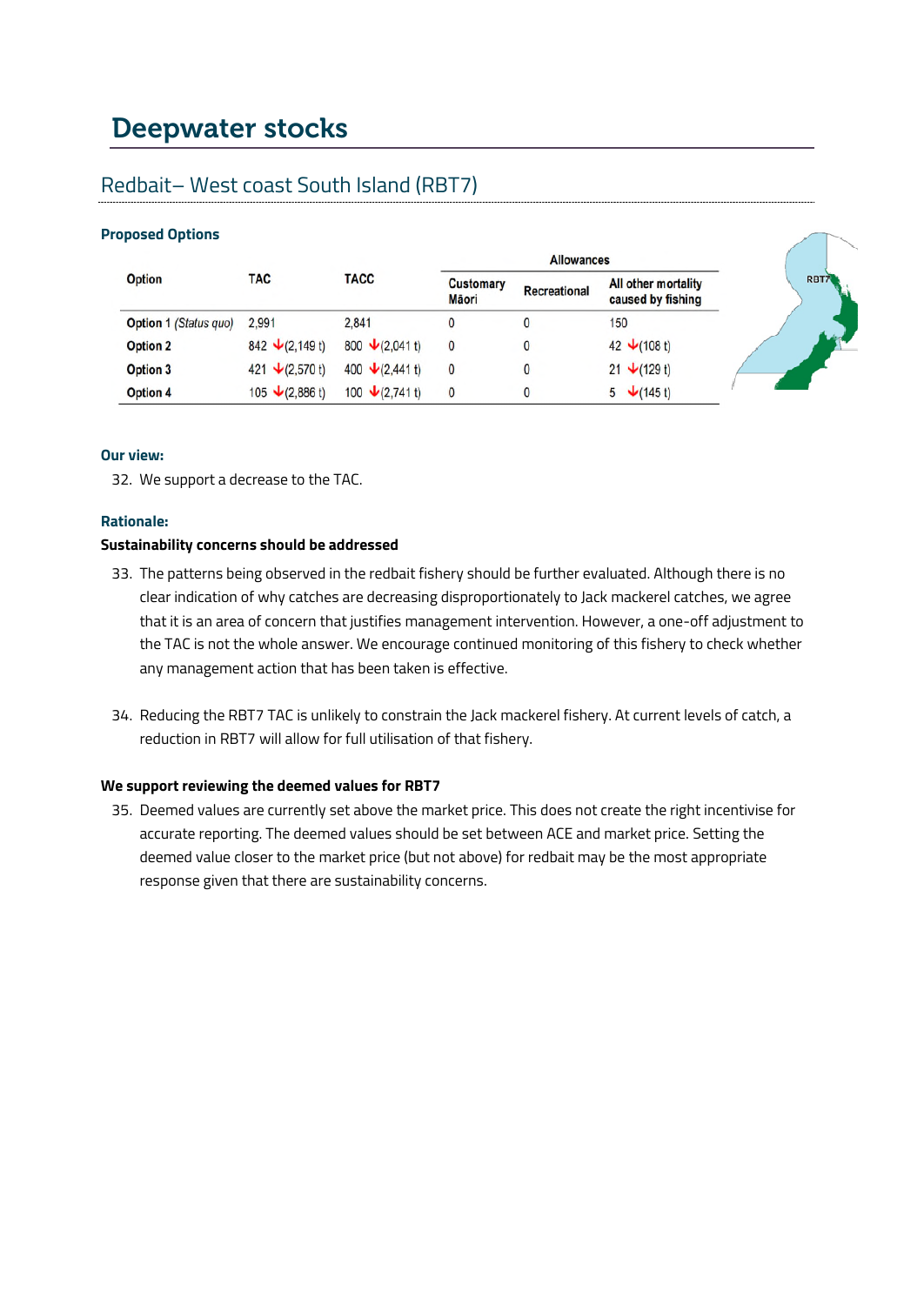# Deepwater stocks

## Redbait– West coast South Island (RBT7)

### Proposed Options

| Option | TAC | TACC | Allowances | | |
|---|---|---|---|---|---|
| | | | Customary Māori | Recreational | All other mortality caused by fishing |
| Option 1 (*Status quo*) | 2,991 | 2,841 | 0 | 0 | 150 |
| Option 2 | 842 ↓(2,149 t) | 800 ↓(2,041 t) | 0 | 0 | 42 ↓(108 t) |
| Option 3 | 421 ↓(2,570 t) | 400 ↓(2,441 t) | 0 | 0 | 21 ↓(129 t) |
| Option 4 | 105 ↓(2,886 t) | 100 ↓(2,741 t) | 0 | 0 | 5 ↓(145 t) |

RBT7

### Our view:

32. We support a decrease to the TAC.

### Rationale:

**Sustainability concerns should be addressed**

33. The patterns being observed in the redbait fishery should be further evaluated. Although there is no clear indication of why catches are decreasing disproportionately to Jack mackerel catches, we agree that it is an area of concern that justifies management intervention. However, a one-off adjustment to the TAC is not the whole answer. We encourage continued monitoring of this fishery to check whether any management action that has been taken is effective.

34. Reducing the RBT7 TAC is unlikely to constrain the Jack mackerel fishery. At current levels of catch, a reduction in RBT7 will allow for full utilisation of that fishery.

**We support reviewing the deemed values for RBT7**

35. Deemed values are currently set above the market price. This does not create the right incentivise for accurate reporting. The deemed values should be set between ACE and market price. Setting the deemed value closer to the market price (but not above) for redbait may be the most appropriate response given that there are sustainability concerns.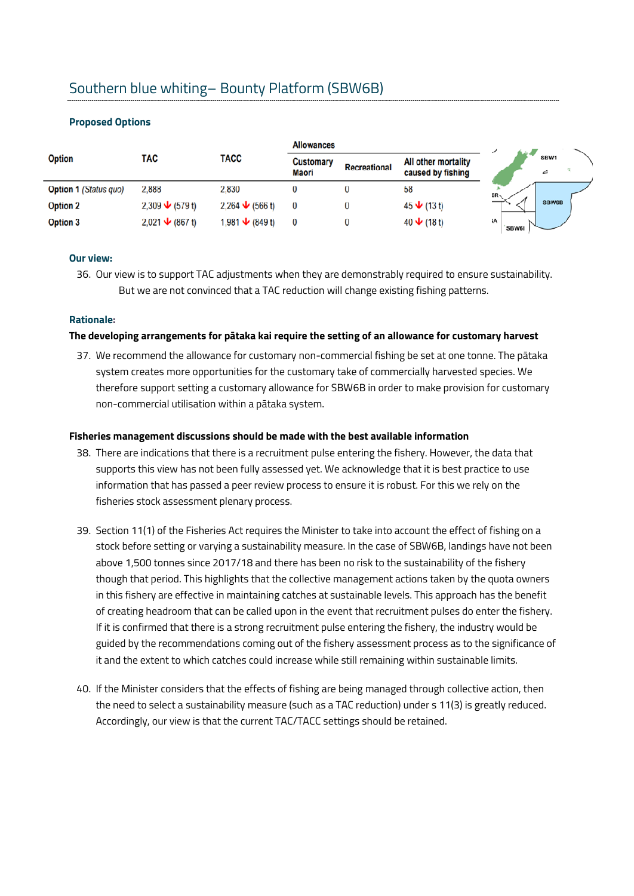## Southern blue whiting– Bounty Platform (SBW6B)

### Proposed Options

| Option | TAC | TACC | Allowances | | |
|---|---|---|---|---|---|
| | | | Customary Maori | Recreational | All other mortality caused by fishing |
| Option 1 *(Status quo)* | 2,888 | 2,830 | 0 | 0 | 58 |
| Option 2 | 2,309 ↓ (579 t) | 2,264 ↓ (566 t) | 0 | 0 | 45 ↓ (13 t) |
| Option 3 | 2,021 ↓ (867 t) | 1,981 ↓ (849 t) | 0 | 0 | 40 ↓ (18 t) |

### Our view:

36. Our view is to support TAC adjustments when they are demonstrably required to ensure sustainability. But we are not convinced that a TAC reduction will change existing fishing patterns.

### Rationale:

**The developing arrangements for pātaka kai require the setting of an allowance for customary harvest**

37. We recommend the allowance for customary non-commercial fishing be set at one tonne. The pātaka system creates more opportunities for the customary take of commercially harvested species. We therefore support setting a customary allowance for SBW6B in order to make provision for customary non-commercial utilisation within a pātaka system.

**Fisheries management discussions should be made with the best available information**

38. There are indications that there is a recruitment pulse entering the fishery. However, the data that supports this view has not been fully assessed yet. We acknowledge that it is best practice to use information that has passed a peer review process to ensure it is robust. For this we rely on the fisheries stock assessment plenary process.

39. Section 11(1) of the Fisheries Act requires the Minister to take into account the effect of fishing on a stock before setting or varying a sustainability measure. In the case of SBW6B, landings have not been above 1,500 tonnes since 2017/18 and there has been no risk to the sustainability of the fishery though that period. This highlights that the collective management actions taken by the quota owners in this fishery are effective in maintaining catches at sustainable levels. This approach has the benefit of creating headroom that can be called upon in the event that recruitment pulses do enter the fishery. If it is confirmed that there is a strong recruitment pulse entering the fishery, the industry would be guided by the recommendations coming out of the fishery assessment process as to the significance of it and the extent to which catches could increase while still remaining within sustainable limits.

40. If the Minister considers that the effects of fishing are being managed through collective action, then the need to select a sustainability measure (such as a TAC reduction) under s 11(3) is greatly reduced. Accordingly, our view is that the current TAC/TACC settings should be retained.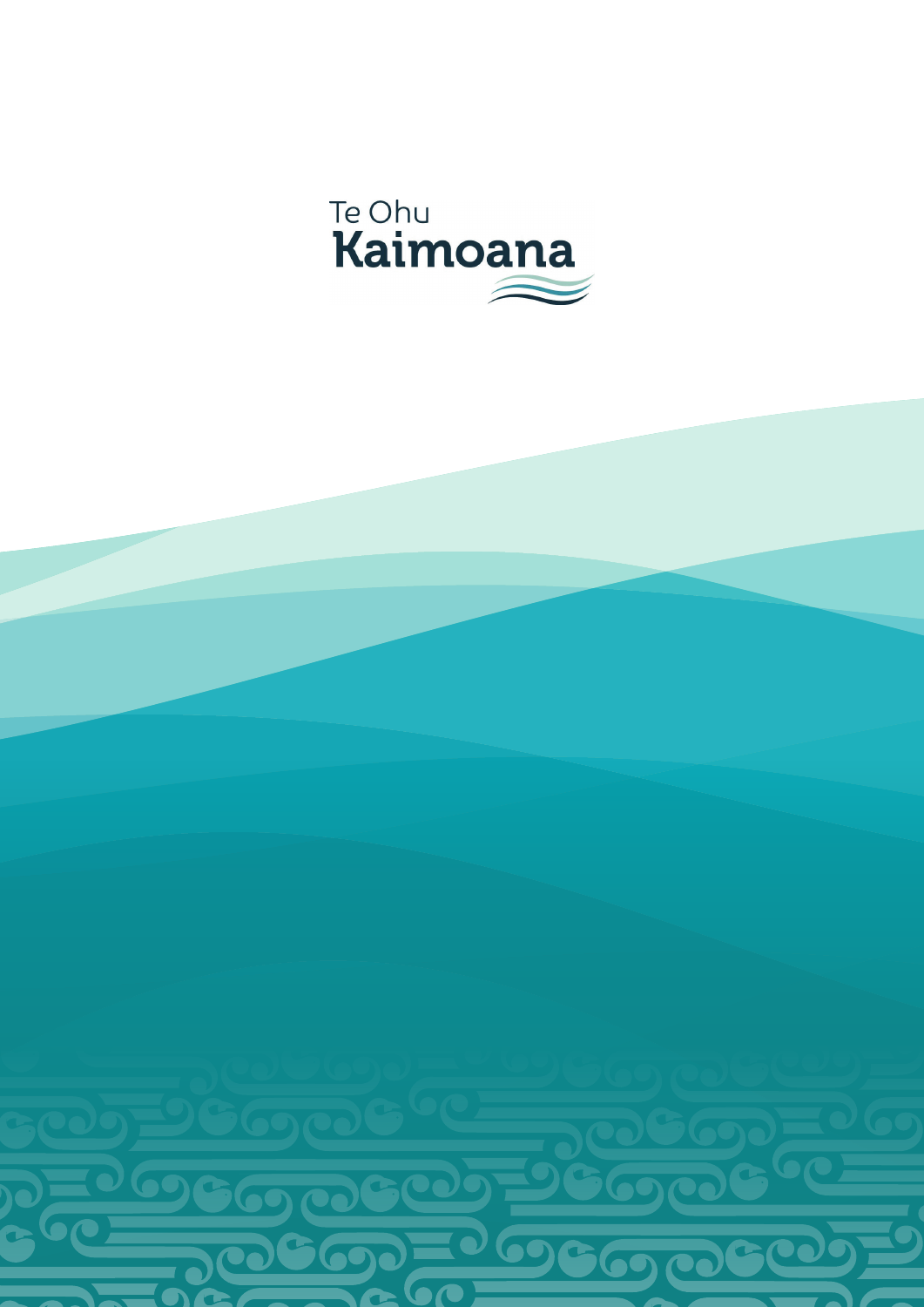Te Ohu

Kaimoana